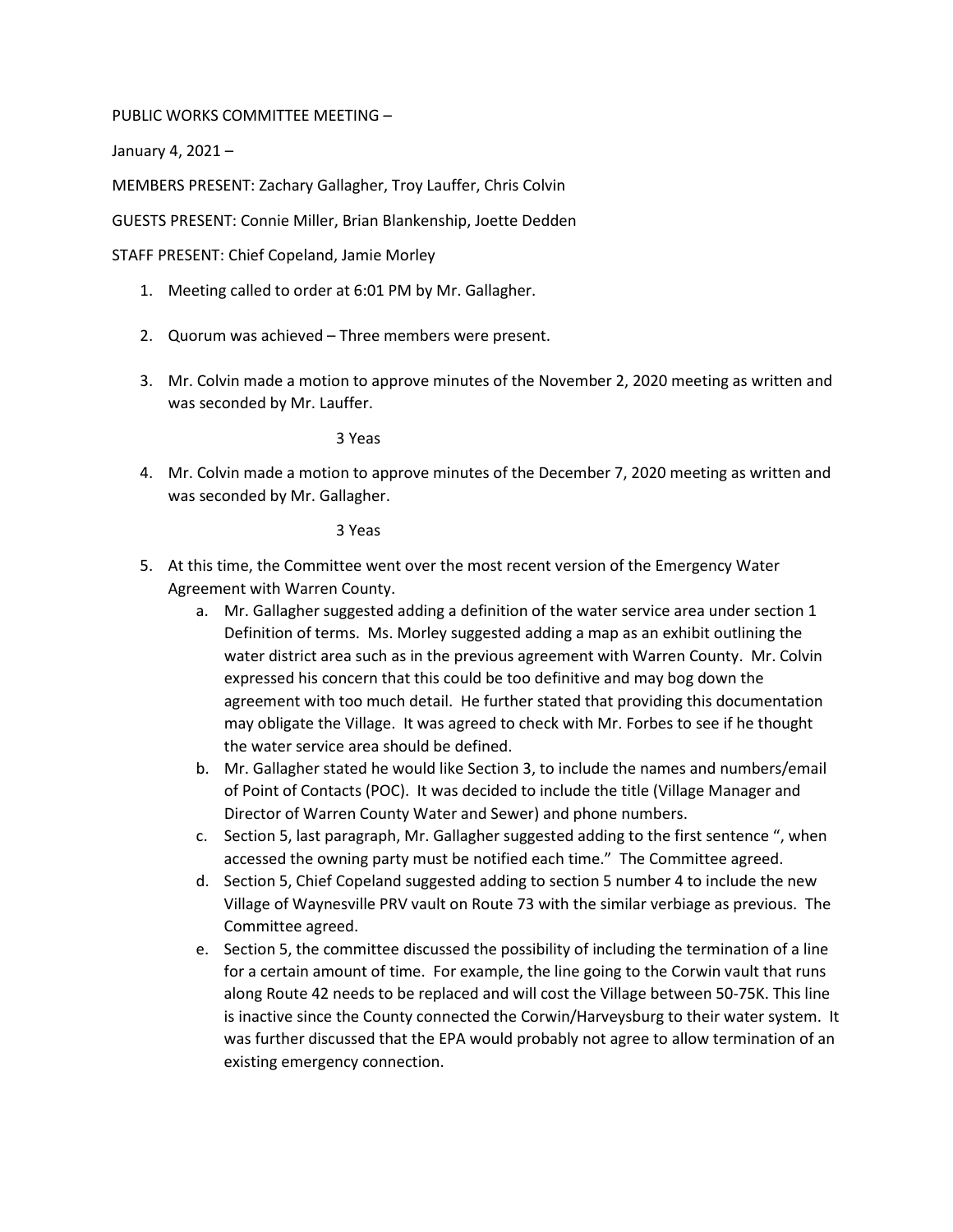PUBLIC WORKS COMMITTEE MEETING –

January 4, 2021 –

MEMBERS PRESENT: Zachary Gallagher, Troy Lauffer, Chris Colvin

GUESTS PRESENT: Connie Miller, Brian Blankenship, Joette Dedden

STAFF PRESENT: Chief Copeland, Jamie Morley

1. Meeting called to order at 6:01 PM by Mr. Gallagher.

2. Quorum was achieved – Three members were present.

3. Mr. Colvin made a motion to approve minutes of the November 2, 2020 meeting as written and was seconded by Mr. Lauffer.

   3 Yeas

4. Mr. Colvin made a motion to approve minutes of the December 7, 2020 meeting as written and was seconded by Mr. Gallagher.

   3 Yeas

5. At this time, the Committee went over the most recent version of the Emergency Water Agreement with Warren County.
   a. Mr. Gallagher suggested adding a definition of the water service area under section 1 Definition of terms. Ms. Morley suggested adding a map as an exhibit outlining the water district area such as in the previous agreement with Warren County. Mr. Colvin expressed his concern that this could be too definitive and may bog down the agreement with too much detail. He further stated that providing this documentation may obligate the Village. It was agreed to check with Mr. Forbes to see if he thought the water service area should be defined.
   b. Mr. Gallagher stated he would like Section 3, to include the names and numbers/email of Point of Contacts (POC). It was decided to include the title (Village Manager and Director of Warren County Water and Sewer) and phone numbers.
   c. Section 5, last paragraph, Mr. Gallagher suggested adding to the first sentence ", when accessed the owning party must be notified each time." The Committee agreed.
   d. Section 5, Chief Copeland suggested adding to section 5 number 4 to include the new Village of Waynesville PRV vault on Route 73 with the similar verbiage as previous. The Committee agreed.
   e. Section 5, the committee discussed the possibility of including the termination of a line for a certain amount of time. For example, the line going to the Corwin vault that runs along Route 42 needs to be replaced and will cost the Village between 50-75K. This line is inactive since the County connected the Corwin/Harveysburg to their water system. It was further discussed that the EPA would probably not agree to allow termination of an existing emergency connection.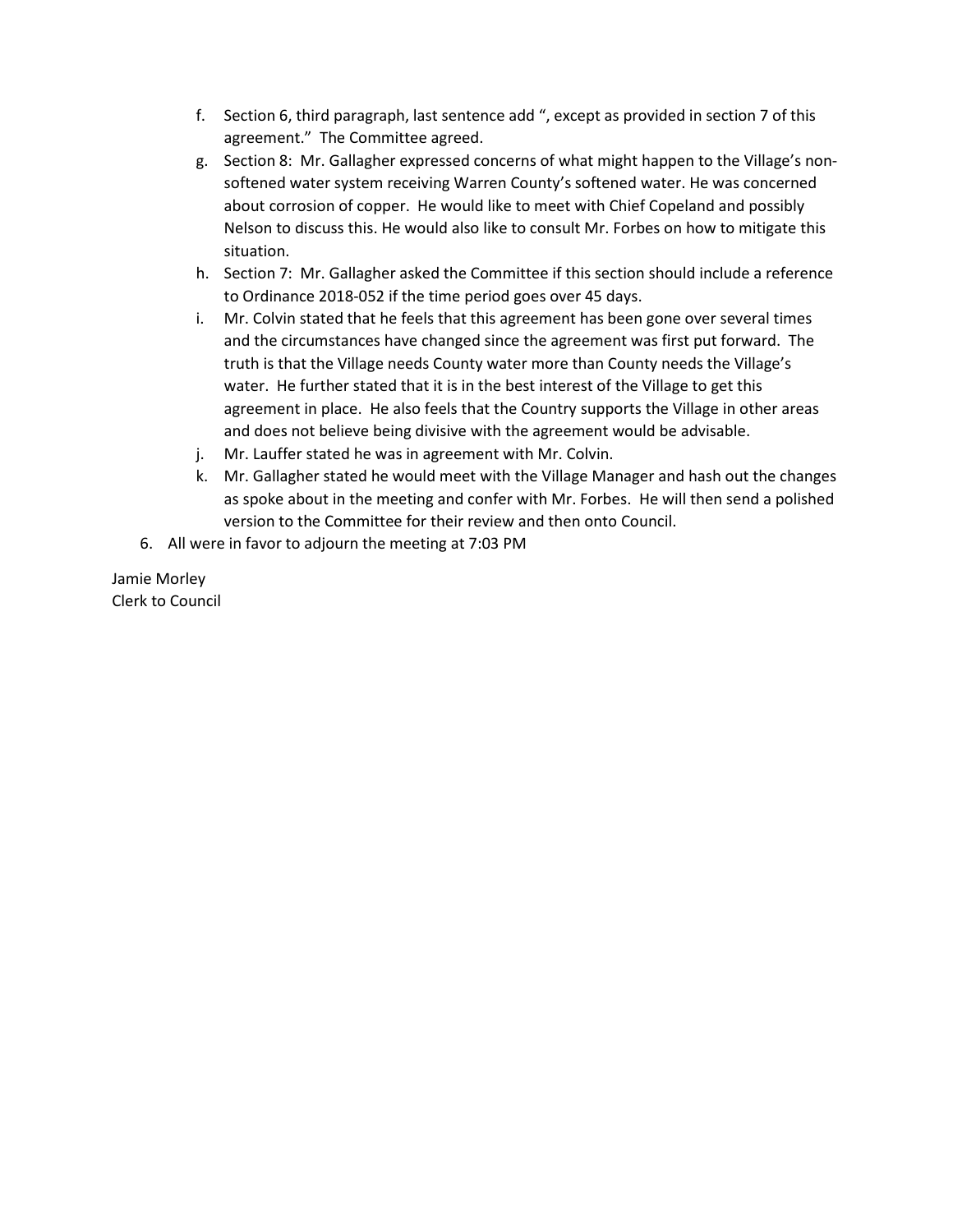f. Section 6, third paragraph, last sentence add ", except as provided in section 7 of this agreement." The Committee agreed.
g. Section 8: Mr. Gallagher expressed concerns of what might happen to the Village's non-softened water system receiving Warren County's softened water. He was concerned about corrosion of copper. He would like to meet with Chief Copeland and possibly Nelson to discuss this. He would also like to consult Mr. Forbes on how to mitigate this situation.
h. Section 7: Mr. Gallagher asked the Committee if this section should include a reference to Ordinance 2018-052 if the time period goes over 45 days.
i. Mr. Colvin stated that he feels that this agreement has been gone over several times and the circumstances have changed since the agreement was first put forward. The truth is that the Village needs County water more than County needs the Village's water. He further stated that it is in the best interest of the Village to get this agreement in place. He also feels that the Country supports the Village in other areas and does not believe being divisive with the agreement would be advisable.
j. Mr. Lauffer stated he was in agreement with Mr. Colvin.
k. Mr. Gallagher stated he would meet with the Village Manager and hash out the changes as spoke about in the meeting and confer with Mr. Forbes. He will then send a polished version to the Committee for their review and then onto Council.

6. All were in favor to adjourn the meeting at 7:03 PM

Jamie Morley
Clerk to Council